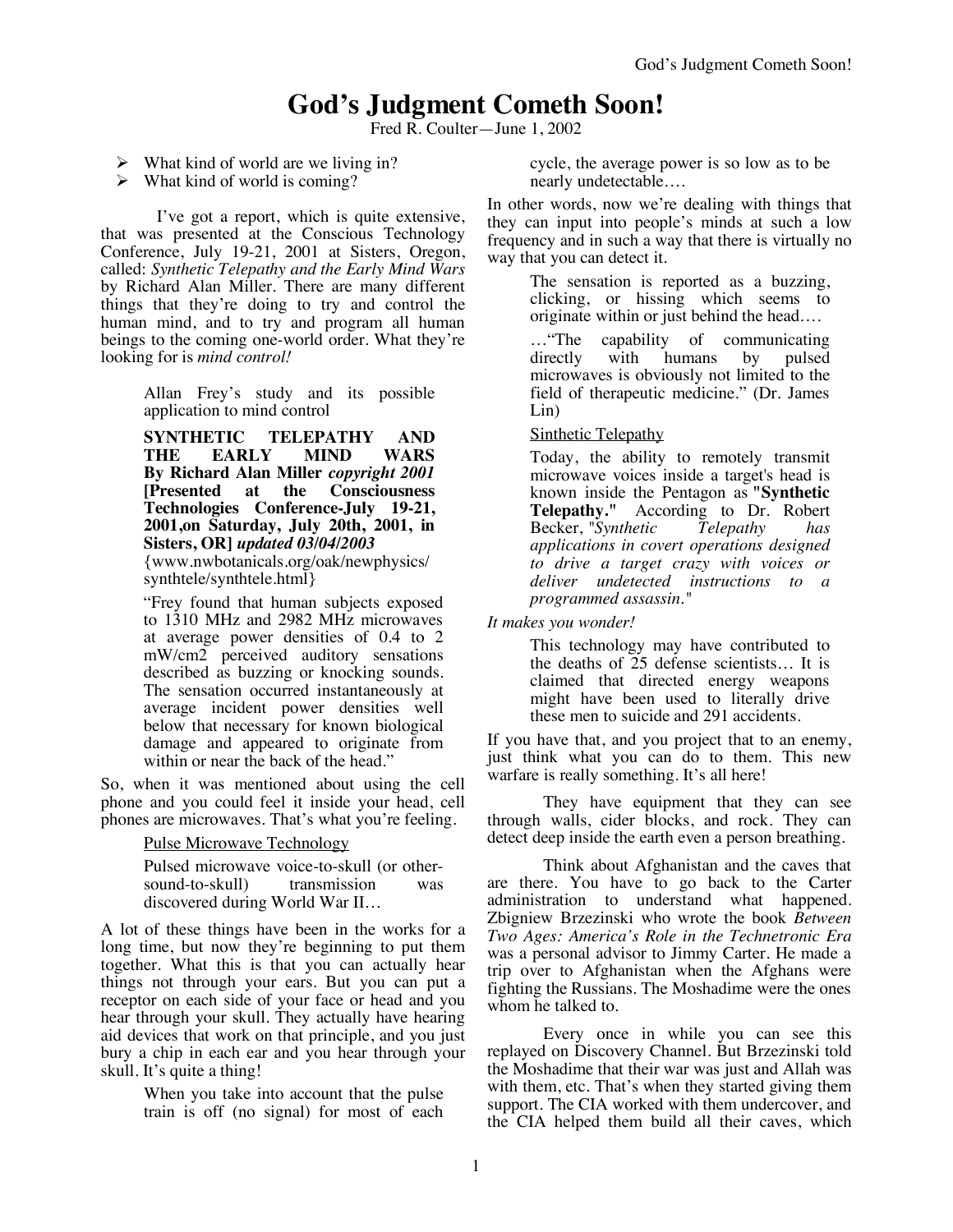# God's Judgment Cometh Soon!

Fred R. Coulter—June 1, 2002

- What kind of world are we living in?
- What kind of world is coming?

I've got a report, which is quite extensive, that was presented at the Conscious Technology Conference, July 19-21, 2001 at Sisters, Oregon, called: *Synthetic Telepathy and the Early Mind Wars* by Richard Alan Miller. There are many different things that they're doing to try and control the human mind, and to try and program all human beings to the coming one-world order. What they're looking for is *mind control!*

> Allan Frey's study and its possible application to mind control
>
> **SYNTHETIC TELEPATHY AND THE EARLY MIND WARS By Richard Alan Miller** ***copyright 2001*** **[Presented at the Consciousness Technologies Conference-July 19-21, 2001,on Saturday, July 20th, 2001, in Sisters, OR]** ***updated 03/04/2003***
> {www.nwbotanicals.org/oak/newphysics/synthtele/synthtele.html}
>
> "Frey found that human subjects exposed to 1310 MHz and 2982 MHz microwaves at average power densities of 0.4 to 2 mW/cm2 perceived auditory sensations described as buzzing or knocking sounds. The sensation occurred instantaneously at average incident power densities well below that necessary for known biological damage and appeared to originate from within or near the back of the head."

So, when it was mentioned about using the cell phone and you could feel it inside your head, cell phones are microwaves. That's what you're feeling.

> Pulse Microwave Technology
>
> Pulsed microwave voice-to-skull (or other-sound-to-skull) transmission was discovered during World War II…

A lot of these things have been in the works for a long time, but now they're beginning to put them together. What this is that you can actually hear things not through your ears. But you can put a receptor on each side of your face or head and you hear through your skull. They actually have hearing aid devices that work on that principle, and you just bury a chip in each ear and you hear through your skull. It's quite a thing!

> When you take into account that the pulse train is off (no signal) for most of each cycle, the average power is so low as to be nearly undetectable….

In other words, now we're dealing with things that they can input into people's minds at such a low frequency and in such a way that there is virtually no way that you can detect it.

> The sensation is reported as a buzzing, clicking, or hissing which seems to originate within or just behind the head….
>
> …"The capability of communicating directly with humans by pulsed microwaves is obviously not limited to the field of therapeutic medicine." (Dr. James Lin)
>
> Sinthetic Telepathy
>
> Today, the ability to remotely transmit microwave voices inside a target's head is known inside the Pentagon as "**Synthetic Telepathy.**" According to Dr. Robert Becker, "*Synthetic Telepathy has applications in covert operations designed to drive a target crazy with voices or deliver undetected instructions to a programmed assassin.*"

*It makes you wonder!*

> This technology may have contributed to the deaths of 25 defense scientists… It is claimed that directed energy weapons might have been used to literally drive these men to suicide and 291 accidents.

If you have that, and you project that to an enemy, just think what you can do to them. This new warfare is really something. It's all here!

They have equipment that they can see through walls, cider blocks, and rock. They can detect deep inside the earth even a person breathing.

Think about Afghanistan and the caves that are there. You have to go back to the Carter administration to understand what happened. Zbigniew Brzezinski who wrote the book *Between Two Ages: America's Role in the Technetronic Era* was a personal advisor to Jimmy Carter. He made a trip over to Afghanistan when the Afghans were fighting the Russians. The Moshadime were the ones whom he talked to.

Every once in while you can see this replayed on Discovery Channel. But Brzezinski told the Moshadime that their war was just and Allah was with them, etc. That's when they started giving them support. The CIA worked with them undercover, and the CIA helped them build all their caves, which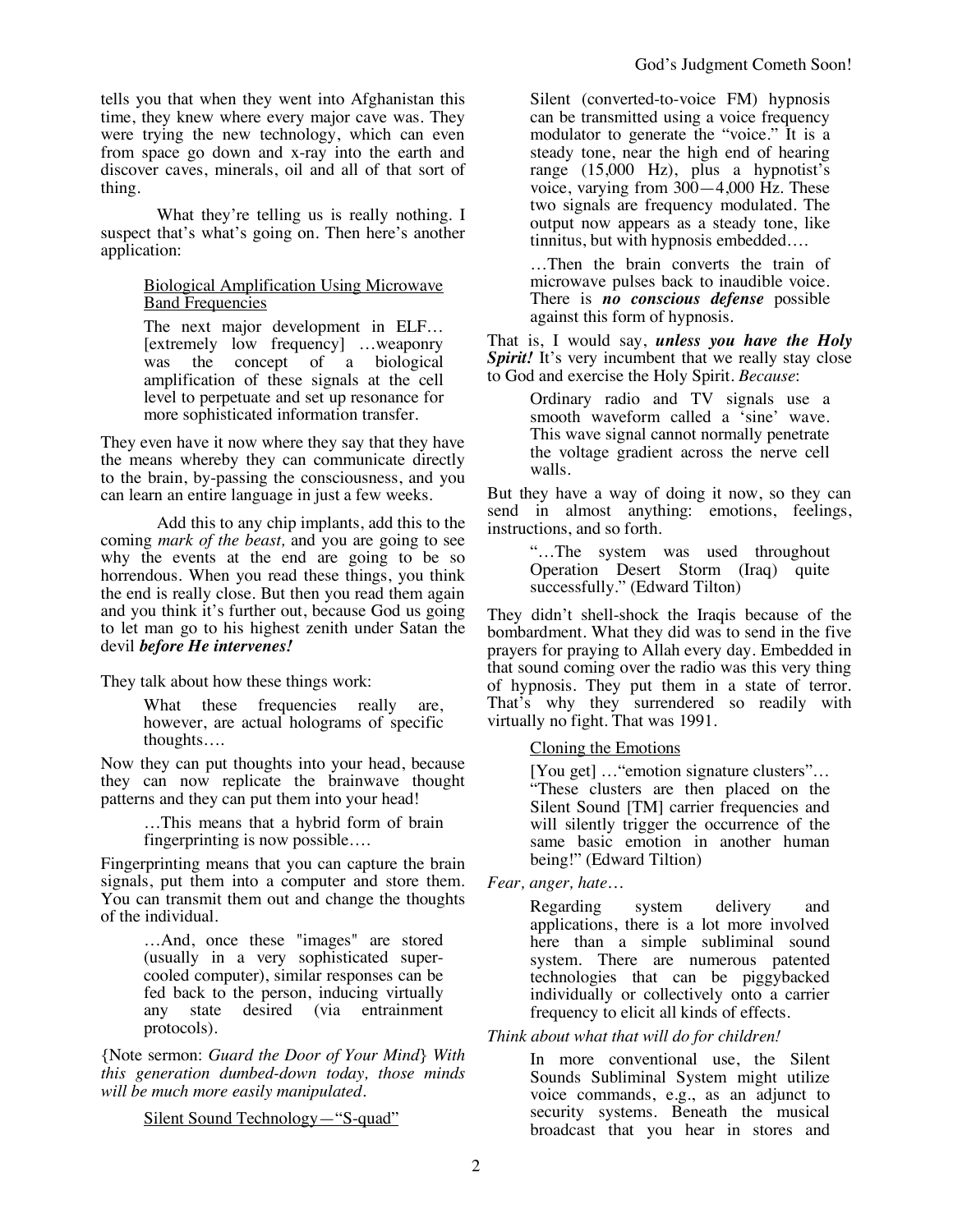tells you that when they went into Afghanistan this time, they knew where every major cave was. They were trying the new technology, which can even from space go down and x-ray into the earth and discover caves, minerals, oil and all of that sort of thing.

What they're telling us is really nothing. I suspect that's what's going on. Then here's another application:

> Biological Amplification Using Microwave Band Frequencies
>
> The next major development in ELF… [extremely low frequency] …weaponry was the concept of a biological amplification of these signals at the cell level to perpetuate and set up resonance for more sophisticated information transfer.

They even have it now where they say that they have the means whereby they can communicate directly to the brain, by-passing the consciousness, and you can learn an entire language in just a few weeks.

Add this to any chip implants, add this to the coming *mark of the beast,* and you are going to see why the events at the end are going to be so horrendous. When you read these things, you think the end is really close. But then you read them again and you think it's further out, because God us going to let man go to his highest zenith under Satan the devil ***before He intervenes!***

They talk about how these things work:

> What these frequencies really are, however, are actual holograms of specific thoughts….

Now they can put thoughts into your head, because they can now replicate the brainwave thought patterns and they can put them into your head!

> …This means that a hybrid form of brain fingerprinting is now possible….

Fingerprinting means that you can capture the brain signals, put them into a computer and store them. You can transmit them out and change the thoughts of the individual.

> …And, once these "images" are stored (usually in a very sophisticated super-cooled computer), similar responses can be fed back to the person, inducing virtually any state desired (via entrainment protocols).

{Note sermon: *Guard the Door of Your Mind*} *With this generation dumbed-down today, those minds will be much more easily manipulated.*

> Silent Sound Technology—"S-quad"
>
> Silent (converted-to-voice FM) hypnosis can be transmitted using a voice frequency modulator to generate the "voice." It is a steady tone, near the high end of hearing range (15,000 Hz), plus a hypnotist's voice, varying from 300—4,000 Hz. These two signals are frequency modulated. The output now appears as a steady tone, like tinnitus, but with hypnosis embedded….
>
> …Then the brain converts the train of microwave pulses back to inaudible voice. There is ***no conscious defense*** possible against this form of hypnosis.

That is, I would say, ***unless you have the Holy Spirit!*** It's very incumbent that we really stay close to God and exercise the Holy Spirit. *Because*:

> Ordinary radio and TV signals use a smooth waveform called a 'sine' wave. This wave signal cannot normally penetrate the voltage gradient across the nerve cell walls.

But they have a way of doing it now, so they can send in almost anything: emotions, feelings, instructions, and so forth.

> "…The system was used throughout Operation Desert Storm (Iraq) quite successfully." (Edward Tilton)

They didn't shell-shock the Iraqis because of the bombardment. What they did was to send in the five prayers for praying to Allah every day. Embedded in that sound coming over the radio was this very thing of hypnosis. They put them in a state of terror. That's why they surrendered so readily with virtually no fight. That was 1991.

> Cloning the Emotions
>
> [You get] …"emotion signature clusters"… "These clusters are then placed on the Silent Sound [TM] carrier frequencies and will silently trigger the occurrence of the same basic emotion in another human being!" (Edward Tiltion)

*Fear, anger, hate…*

> Regarding system delivery and applications, there is a lot more involved here than a simple subliminal sound system. There are numerous patented technologies that can be piggybacked individually or collectively onto a carrier frequency to elicit all kinds of effects.

*Think about what that will do for children!*

> In more conventional use, the Silent Sounds Subliminal System might utilize voice commands, e.g., as an adjunct to security systems. Beneath the musical broadcast that you hear in stores and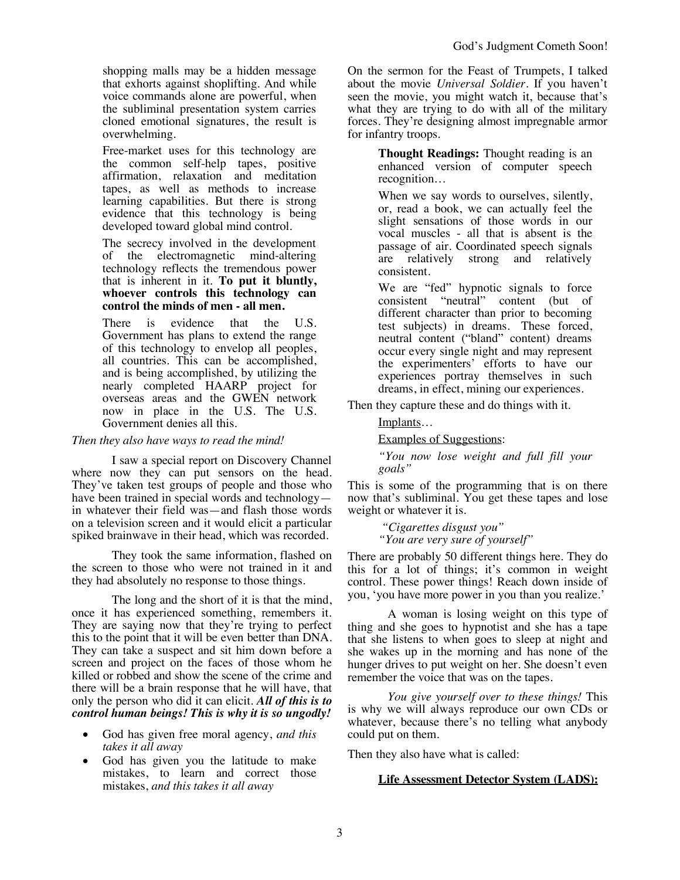shopping malls may be a hidden message that exhorts against shoplifting. And while voice commands alone are powerful, when the subliminal presentation system carries cloned emotional signatures, the result is overwhelming.

> Free-market uses for this technology are the common self-help tapes, positive affirmation, relaxation and meditation tapes, as well as methods to increase learning capabilities. But there is strong evidence that this technology is being developed toward global mind control.
>
> The secrecy involved in the development of the electromagnetic mind-altering technology reflects the tremendous power that is inherent in it. **To put it bluntly, whoever controls this technology can control the minds of men - all men.**
>
> There is evidence that the U.S. Government has plans to extend the range of this technology to envelop all peoples, all countries. This can be accomplished, and is being accomplished, by utilizing the nearly completed HAARP project for overseas areas and the GWEN network now in place in the U.S. The U.S. Government denies all this.

*Then they also have ways to read the mind!*

I saw a special report on Discovery Channel where now they can put sensors on the head. They've taken test groups of people and those who have been trained in special words and technology—in whatever their field was—and flash those words on a television screen and it would elicit a particular spiked brainwave in their head, which was recorded.

They took the same information, flashed on the screen to those who were not trained in it and they had absolutely no response to those things.

The long and the short of it is that the mind, once it has experienced something, remembers it. They are saying now that they're trying to perfect this to the point that it will be even better than DNA. They can take a suspect and sit him down before a screen and project on the faces of those whom he killed or robbed and show the scene of the crime and there will be a brain response that he will have, that only the person who did it can elicit. ***All of this is to control human beings! This is why it is so ungodly!***

- God has given free moral agency, *and this takes it all away*
- God has given you the latitude to make mistakes, to learn and correct those mistakes, *and this takes it all away*

On the sermon for the Feast of Trumpets, I talked about the movie *Universal Soldier*. If you haven't seen the movie, you might watch it, because that's what they are trying to do with all of the military forces. They're designing almost impregnable armor for infantry troops.

> **Thought Readings:** Thought reading is an enhanced version of computer speech recognition…
>
> When we say words to ourselves, silently, or, read a book, we can actually feel the slight sensations of those words in our vocal muscles - all that is absent is the passage of air. Coordinated speech signals are relatively strong and relatively consistent.
>
> We are "fed" hypnotic signals to force consistent "neutral" content (but of different character than prior to becoming test subjects) in dreams. These forced, neutral content ("bland" content) dreams occur every single night and may represent the experimenters' efforts to have our experiences portray themselves in such dreams, in effect, mining our experiences.

Then they capture these and do things with it.

> <u>Implants</u>…
>
> <u>Examples of Suggestions</u>:
>
> *"You now lose weight and full fill your goals"*

This is some of the programming that is on there now that's subliminal. You get these tapes and lose weight or whatever it is.

> *"Cigarettes disgust you"*
> *"You are very sure of yourself"*

There are probably 50 different things here. They do this for a lot of things; it's common in weight control. These power things! Reach down inside of you, 'you have more power in you than you realize.'

A woman is losing weight on this type of thing and she goes to hypnotist and she has a tape that she listens to when goes to sleep at night and she wakes up in the morning and has none of the hunger drives to put weight on her. She doesn't even remember the voice that was on the tapes.

*You give yourself over to these things!* This is why we will always reproduce our own CDs or whatever, because there's no telling what anybody could put on them.

Then they also have what is called:

**<u>Life Assessment Detector System (LADS):</u>**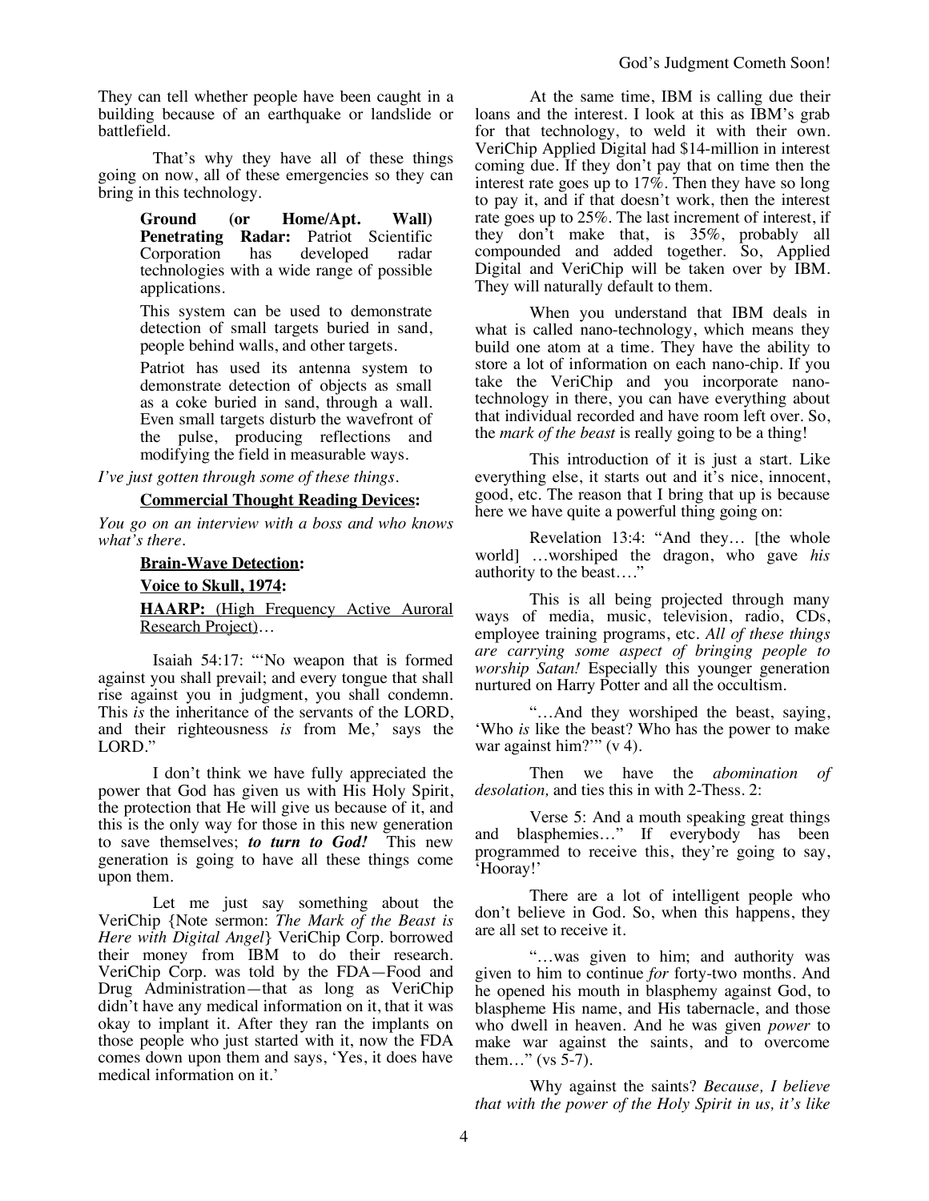They can tell whether people have been caught in a building because of an earthquake or landslide or battlefield.

That's why they have all of these things going on now, all of these emergencies so they can bring in this technology.

> **Ground (or Home/Apt. Wall) Penetrating Radar:** Patriot Scientific Corporation has developed radar technologies with a wide range of possible applications.
>
> This system can be used to demonstrate detection of small targets buried in sand, people behind walls, and other targets.
>
> Patriot has used its antenna system to demonstrate detection of objects as small as a coke buried in sand, through a wall. Even small targets disturb the wavefront of the pulse, producing reflections and modifying the field in measurable ways.

*I've just gotten through some of these things.*

**Commercial Thought Reading Devices:**

*You go on an interview with a boss and who knows what's there.*

> **Brain-Wave Detection:**
>
> **Voice to Skull, 1974:**
>
> **HAARP:** (High Frequency Active Auroral Research Project)…

Isaiah 54:17: "'No weapon that is formed against you shall prevail; and every tongue that shall rise against you in judgment, you shall condemn. This *is* the inheritance of the servants of the LORD, and their righteousness *is* from Me,' says the LORD."

I don't think we have fully appreciated the power that God has given us with His Holy Spirit, the protection that He will give us because of it, and this is the only way for those in this new generation to save themselves; ***to turn to God!*** This new generation is going to have all these things come upon them.

Let me just say something about the VeriChip {Note sermon: *The Mark of the Beast is Here with Digital Angel*} VeriChip Corp. borrowed their money from IBM to do their research. VeriChip Corp. was told by the FDA—Food and Drug Administration—that as long as VeriChip didn't have any medical information on it, that it was okay to implant it. After they ran the implants on those people who just started with it, now the FDA comes down upon them and says, 'Yes, it does have medical information on it.'

At the same time, IBM is calling due their loans and the interest. I look at this as IBM's grab for that technology, to weld it with their own. VeriChip Applied Digital had $14-million in interest coming due. If they don't pay that on time then the interest rate goes up to 17%. Then they have so long to pay it, and if that doesn't work, then the interest rate goes up to 25%. The last increment of interest, if they don't make that, is 35%, probably all compounded and added together. So, Applied Digital and VeriChip will be taken over by IBM. They will naturally default to them.

When you understand that IBM deals in what is called nano-technology, which means they build one atom at a time. They have the ability to store a lot of information on each nano-chip. If you take the VeriChip and you incorporate nano-technology in there, you can have everything about that individual recorded and have room left over. So, the *mark of the beast* is really going to be a thing!

This introduction of it is just a start. Like everything else, it starts out and it's nice, innocent, good, etc. The reason that I bring that up is because here we have quite a powerful thing going on:

Revelation 13:4: "And they… [the whole world] …worshiped the dragon, who gave *his* authority to the beast…."

This is all being projected through many ways of media, music, television, radio, CDs, employee training programs, etc. *All of these things are carrying some aspect of bringing people to worship Satan!* Especially this younger generation nurtured on Harry Potter and all the occultism.

"…And they worshiped the beast, saying, 'Who *is* like the beast? Who has the power to make war against him?'" (v 4).

Then we have the *abomination of desolation,* and ties this in with 2-Thess. 2:

Verse 5: And a mouth speaking great things and blasphemies…" If everybody has been programmed to receive this, they're going to say, 'Hooray!'

There are a lot of intelligent people who don't believe in God. So, when this happens, they are all set to receive it.

"…was given to him; and authority was given to him to continue *for* forty-two months. And he opened his mouth in blasphemy against God, to blaspheme His name, and His tabernacle, and those who dwell in heaven. And he was given *power* to make war against the saints, and to overcome them…" (vs 5-7).

Why against the saints? *Because, I believe that with the power of the Holy Spirit in us, it's like*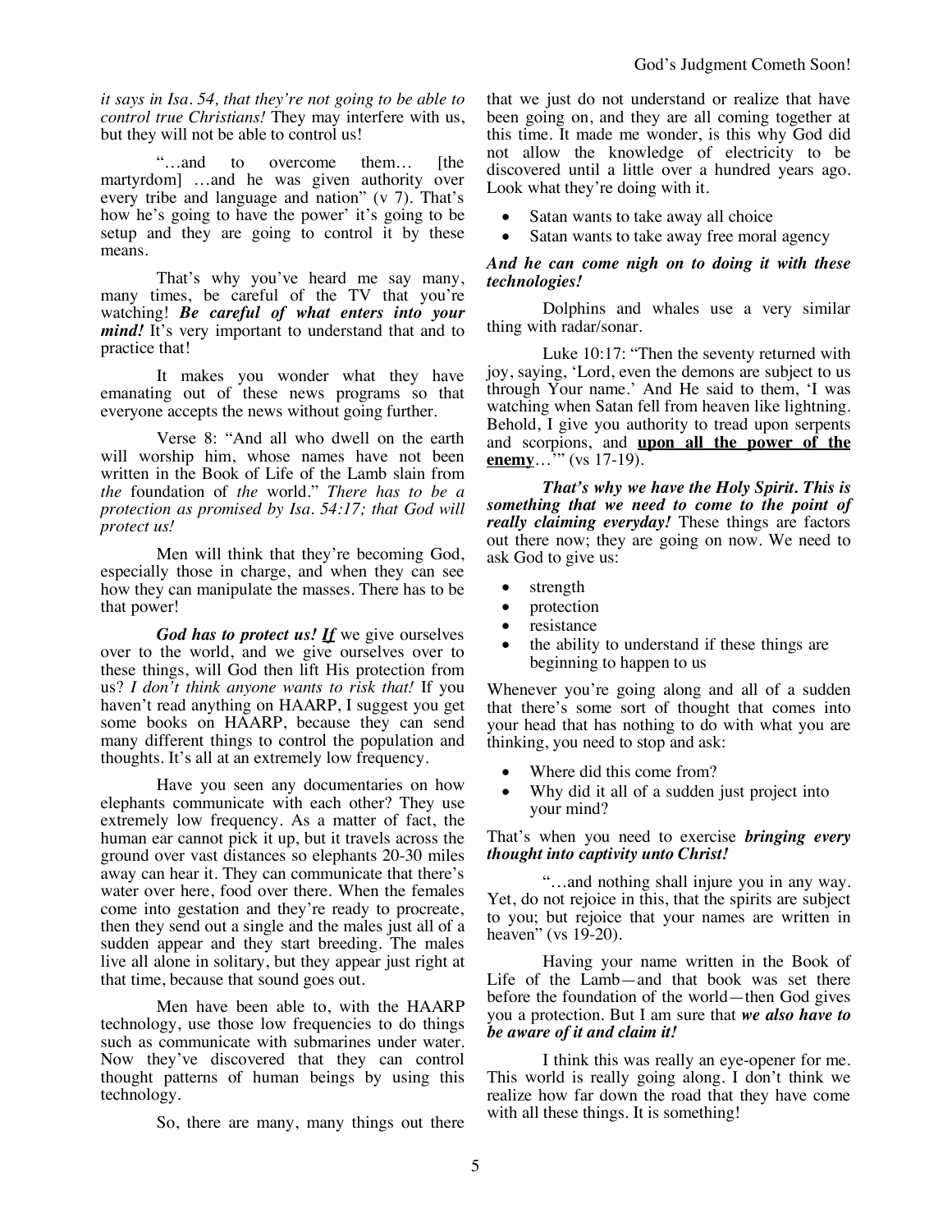*it says in Isa. 54, that they're not going to be able to control true Christians!* They may interfere with us, but they will not be able to control us!

"…and to overcome them… [the martyrdom] …and he was given authority over every tribe and language and nation" (v 7). That's how he's going to have the power' it's going to be setup and they are going to control it by these means.

That's why you've heard me say many, many times, be careful of the TV that you're watching! ***Be careful of what enters into your mind!*** It's very important to understand that and to practice that!

It makes you wonder what they have emanating out of these news programs so that everyone accepts the news without going further.

Verse 8: "And all who dwell on the earth will worship him, whose names have not been written in the Book of Life of the Lamb slain from *the* foundation of *the* world." *There has to be a protection as promised by Isa. 54:17; that God will protect us!*

Men will think that they're becoming God, especially those in charge, and when they can see how they can manipulate the masses. There has to be that power!

***God has to protect us! <u>If</u>*** we give ourselves over to the world, and we give ourselves over to these things, will God then lift His protection from us? *I don't think anyone wants to risk that!* If you haven't read anything on HAARP, I suggest you get some books on HAARP, because they can send many different things to control the population and thoughts. It's all at an extremely low frequency.

Have you seen any documentaries on how elephants communicate with each other? They use extremely low frequency. As a matter of fact, the human ear cannot pick it up, but it travels across the ground over vast distances so elephants 20-30 miles away can hear it. They can communicate that there's water over here, food over there. When the females come into gestation and they're ready to procreate, then they send out a single and the males just all of a sudden appear and they start breeding. The males live all alone in solitary, but they appear just right at that time, because that sound goes out.

Men have been able to, with the HAARP technology, use those low frequencies to do things such as communicate with submarines under water. Now they've discovered that they can control thought patterns of human beings by using this technology.

So, there are many, many things out there that we just do not understand or realize that have been going on, and they are all coming together at this time. It made me wonder, is this why God did not allow the knowledge of electricity to be discovered until a little over a hundred years ago. Look what they're doing with it.

- Satan wants to take away all choice
- Satan wants to take away free moral agency

***And he can come nigh on to doing it with these technologies!***

Dolphins and whales use a very similar thing with radar/sonar.

Luke 10:17: "Then the seventy returned with joy, saying, 'Lord, even the demons are subject to us through Your name.' And He said to them, 'I was watching when Satan fell from heaven like lightning. Behold, I give you authority to tread upon serpents and scorpions, and **<u>upon all the power of the enemy</u>**…'" (vs 17-19).

***That's why we have the Holy Spirit. This is something that we need to come to the point of really claiming everyday!*** These things are factors out there now; they are going on now. We need to ask God to give us:

- strength
- protection
- resistance
- the ability to understand if these things are beginning to happen to us

Whenever you're going along and all of a sudden that there's some sort of thought that comes into your head that has nothing to do with what you are thinking, you need to stop and ask:

- Where did this come from?
- Why did it all of a sudden just project into your mind?

That's when you need to exercise ***bringing every thought into captivity unto Christ!***

"…and nothing shall injure you in any way. Yet, do not rejoice in this, that the spirits are subject to you; but rejoice that your names are written in heaven" (vs 19-20).

Having your name written in the Book of Life of the Lamb—and that book was set there before the foundation of the world—then God gives you a protection. But I am sure that ***we also have to be aware of it and claim it!***

I think this was really an eye-opener for me. This world is really going along. I don't think we realize how far down the road that they have come with all these things. It is something!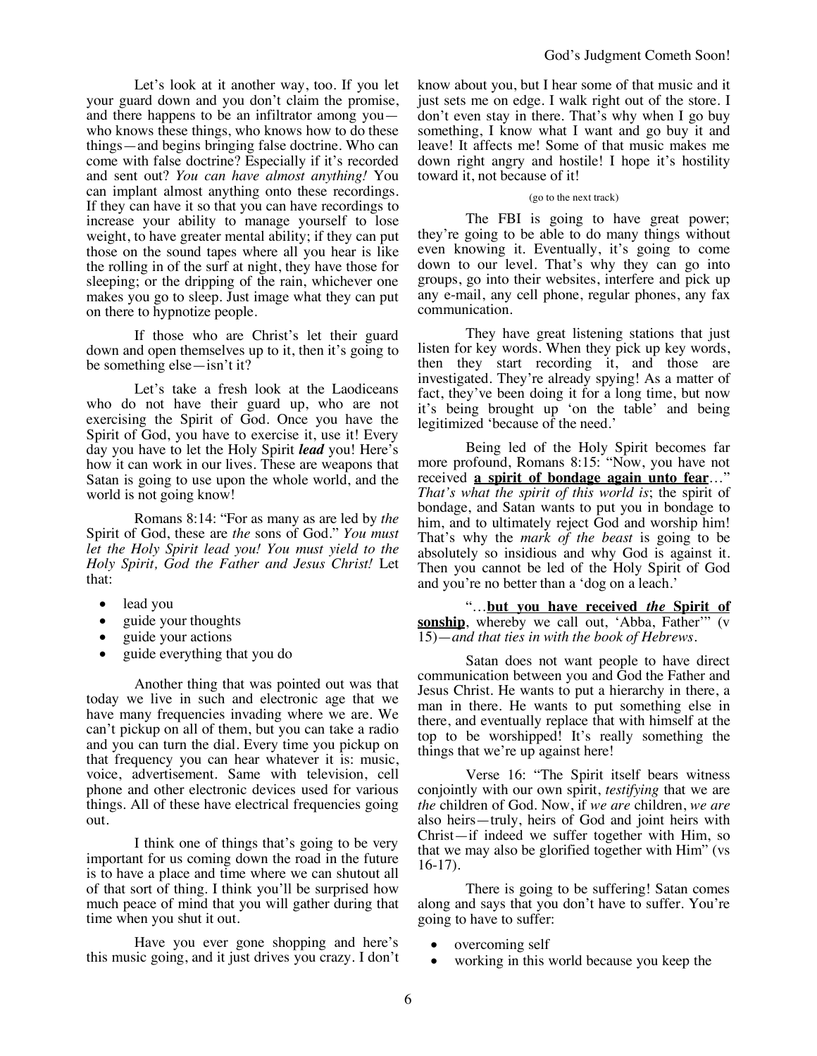Let's look at it another way, too. If you let your guard down and you don't claim the promise, and there happens to be an infiltrator among you—who knows these things, who knows how to do these things—and begins bringing false doctrine. Who can come with false doctrine? Especially if it's recorded and sent out? *You can have almost anything!* You can implant almost anything onto these recordings. If they can have it so that you can have recordings to increase your ability to manage yourself to lose weight, to have greater mental ability; if they can put those on the sound tapes where all you hear is like the rolling in of the surf at night, they have those for sleeping; or the dripping of the rain, whichever one makes you go to sleep. Just image what they can put on there to hypnotize people.

If those who are Christ's let their guard down and open themselves up to it, then it's going to be something else—isn't it?

Let's take a fresh look at the Laodiceans who do not have their guard up, who are not exercising the Spirit of God. Once you have the Spirit of God, you have to exercise it, use it! Every day you have to let the Holy Spirit ***lead*** you! Here's how it can work in our lives. These are weapons that Satan is going to use upon the whole world, and the world is not going know!

Romans 8:14: "For as many as are led by *the* Spirit of God, these are *the* sons of God." *You must let the Holy Spirit lead you! You must yield to the Holy Spirit, God the Father and Jesus Christ!* Let that:

- lead you
- guide your thoughts
- guide your actions
- guide everything that you do

Another thing that was pointed out was that today we live in such and electronic age that we have many frequencies invading where we are. We can't pickup on all of them, but you can take a radio and you can turn the dial. Every time you pickup on that frequency you can hear whatever it is: music, voice, advertisement. Same with television, cell phone and other electronic devices used for various things. All of these have electrical frequencies going out.

I think one of things that's going to be very important for us coming down the road in the future is to have a place and time where we can shutout all of that sort of thing. I think you'll be surprised how much peace of mind that you will gather during that time when you shut it out.

Have you ever gone shopping and here's this music going, and it just drives you crazy. I don't know about you, but I hear some of that music and it just sets me on edge. I walk right out of the store. I don't even stay in there. That's why when I go buy something, I know what I want and go buy it and leave! It affects me! Some of that music makes me down right angry and hostile! I hope it's hostility toward it, not because of it!

(go to the next track)

The FBI is going to have great power; they're going to be able to do many things without even knowing it. Eventually, it's going to come down to our level. That's why they can go into groups, go into their websites, interfere and pick up any e-mail, any cell phone, regular phones, any fax communication.

They have great listening stations that just listen for key words. When they pick up key words, then they start recording it, and those are investigated. They're already spying! As a matter of fact, they've been doing it for a long time, but now it's being brought up 'on the table' and being legitimized 'because of the need.'

Being led of the Holy Spirit becomes far more profound, Romans 8:15: "Now, you have not received **<u>a spirit of bondage again unto fear</u>**…" *That's what the spirit of this world is*; the spirit of bondage, and Satan wants to put you in bondage to him, and to ultimately reject God and worship him! That's why the *mark of the beast* is going to be absolutely so insidious and why God is against it. Then you cannot be led of the Holy Spirit of God and you're no better than a 'dog on a leach.'

"…**<u>but you have received *the* Spirit of sonship</u>**, whereby we call out, 'Abba, Father'" (v 15)—*and that ties in with the book of Hebrews.*

Satan does not want people to have direct communication between you and God the Father and Jesus Christ. He wants to put a hierarchy in there, a man in there. He wants to put something else in there, and eventually replace that with himself at the top to be worshipped! It's really something the things that we're up against here!

Verse 16: "The Spirit itself bears witness conjointly with our own spirit, *testifying* that we are *the* children of God. Now, if *we are* children, *we are* also heirs—truly, heirs of God and joint heirs with Christ—if indeed we suffer together with Him, so that we may also be glorified together with Him" (vs 16-17).

There is going to be suffering! Satan comes along and says that you don't have to suffer. You're going to have to suffer:

- overcoming self
- working in this world because you keep the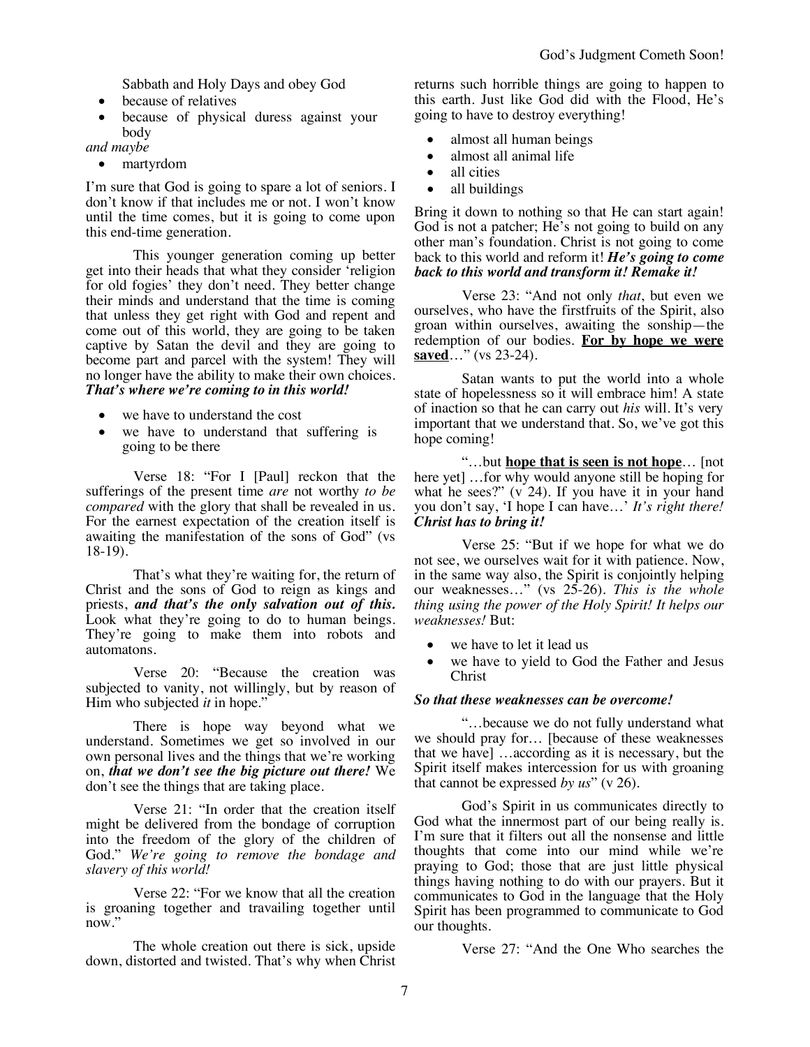Sabbath and Holy Days and obey God

- because of relatives
- because of physical duress against your body

*and maybe*

- martyrdom

I'm sure that God is going to spare a lot of seniors. I don't know if that includes me or not. I won't know until the time comes, but it is going to come upon this end-time generation.

This younger generation coming up better get into their heads that what they consider 'religion for old fogies' they don't need. They better change their minds and understand that the time is coming that unless they get right with God and repent and come out of this world, they are going to be taken captive by Satan the devil and they are going to become part and parcel with the system! They will no longer have the ability to make their own choices. ***That's where we're coming to in this world!***

- we have to understand the cost
- we have to understand that suffering is going to be there

Verse 18: "For I [Paul] reckon that the sufferings of the present time *are* not worthy *to be compared* with the glory that shall be revealed in us. For the earnest expectation of the creation itself is awaiting the manifestation of the sons of God" (vs 18-19).

That's what they're waiting for, the return of Christ and the sons of God to reign as kings and priests, ***and that's the only salvation out of this.*** Look what they're going to do to human beings. They're going to make them into robots and automatons.

Verse 20: "Because the creation was subjected to vanity, not willingly, but by reason of Him who subjected *it* in hope."

There is hope way beyond what we understand. Sometimes we get so involved in our own personal lives and the things that we're working on, ***that we don't see the big picture out there!*** We don't see the things that are taking place.

Verse 21: "In order that the creation itself might be delivered from the bondage of corruption into the freedom of the glory of the children of God." *We're going to remove the bondage and slavery of this world!*

Verse 22: "For we know that all the creation is groaning together and travailing together until now."

The whole creation out there is sick, upside down, distorted and twisted. That's why when Christ returns such horrible things are going to happen to this earth. Just like God did with the Flood, He's going to have to destroy everything!

- almost all human beings
- almost all animal life
- all cities
- all buildings

Bring it down to nothing so that He can start again! God is not a patcher; He's not going to build on any other man's foundation. Christ is not going to come back to this world and reform it! ***He's going to come back to this world and transform it! Remake it!***

Verse 23: "And not only *that*, but even we ourselves, who have the firstfruits of the Spirit, also groan within ourselves, awaiting the sonship—the redemption of our bodies. **<u>For by hope we were saved</u>**…" (vs 23-24).

Satan wants to put the world into a whole state of hopelessness so it will embrace him! A state of inaction so that he can carry out *his* will. It's very important that we understand that. So, we've got this hope coming!

"…but **<u>hope that is seen is not hope</u>**… [not here yet] …for why would anyone still be hoping for what he sees?" (v 24). If you have it in your hand you don't say, 'I hope I can have…' *It's right there!* ***Christ has to bring it!***

Verse 25: "But if we hope for what we do not see, we ourselves wait for it with patience. Now, in the same way also, the Spirit is conjointly helping our weaknesses…" (vs 25-26). *This is the whole thing using the power of the Holy Spirit! It helps our weaknesses!* But:

- we have to let it lead us
- we have to yield to God the Father and Jesus Christ

***So that these weaknesses can be overcome!***

"…because we do not fully understand what we should pray for… [because of these weaknesses that we have] …according as it is necessary, but the Spirit itself makes intercession for us with groaning that cannot be expressed *by us*" (v 26).

God's Spirit in us communicates directly to God what the innermost part of our being really is. I'm sure that it filters out all the nonsense and little thoughts that come into our mind while we're praying to God; those that are just little physical things having nothing to do with our prayers. But it communicates to God in the language that the Holy Spirit has been programmed to communicate to God our thoughts.

Verse 27: "And the One Who searches the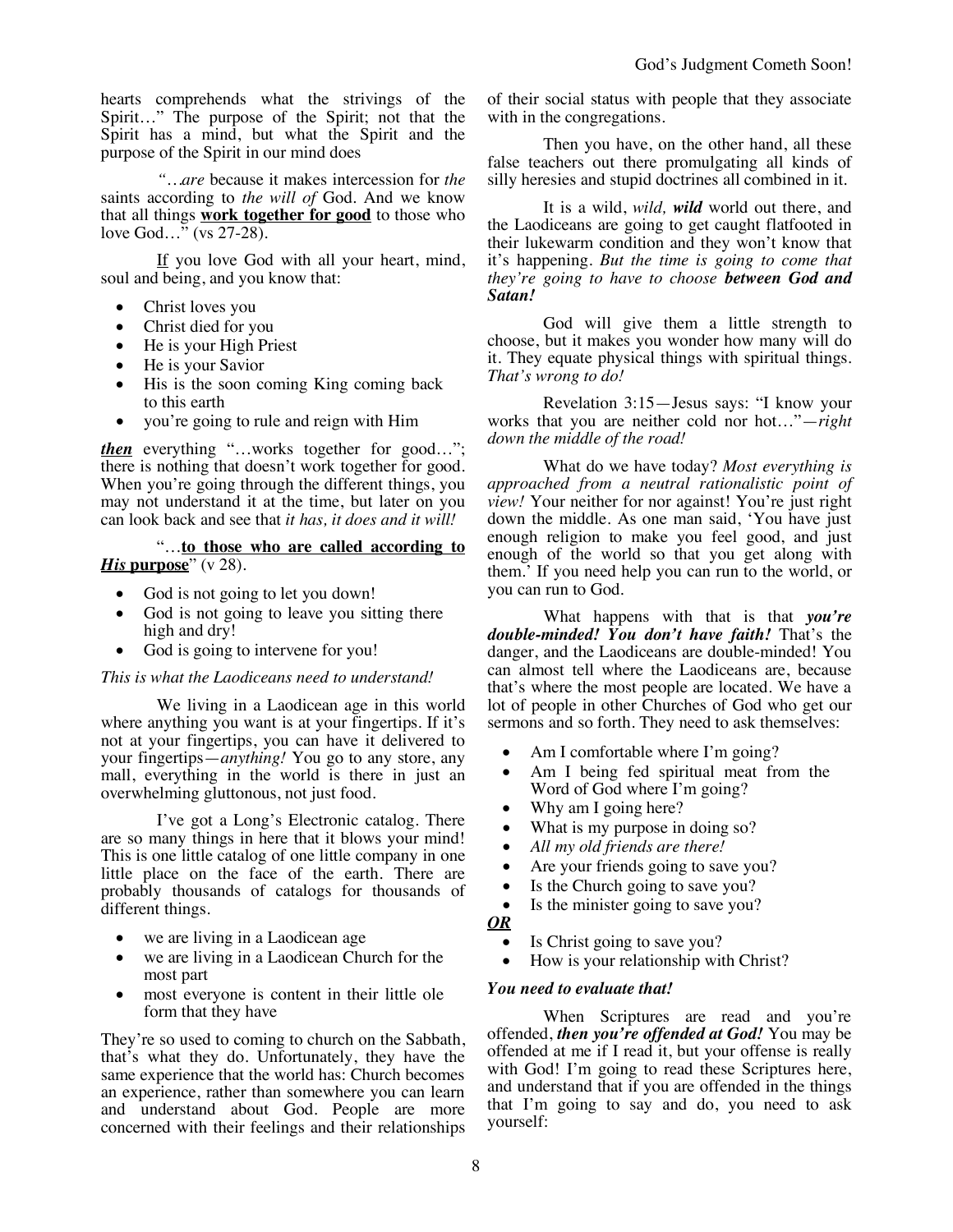hearts comprehends what the strivings of the Spirit…" The purpose of the Spirit; not that the Spirit has a mind, but what the Spirit and the purpose of the Spirit in our mind does

*"…are* because it makes intercession for *the* saints according to *the will of* God. And we know that all things **work together for good** to those who love God…" (vs 27-28).

If you love God with all your heart, mind, soul and being, and you know that:

- Christ loves you
- Christ died for you
- He is your High Priest
- He is your Savior
- His is the soon coming King coming back to this earth
- you're going to rule and reign with Him

***then*** everything "…works together for good…"; there is nothing that doesn't work together for good. When you're going through the different things, you may not understand it at the time, but later on you can look back and see that *it has, it does and it will!*

"…**to those who are called according to *His* purpose**" (v 28).

- God is not going to let you down!
- God is not going to leave you sitting there high and dry!
- God is going to intervene for you!

*This is what the Laodiceans need to understand!*

We living in a Laodicean age in this world where anything you want is at your fingertips. If it's not at your fingertips, you can have it delivered to your fingertips—*anything!* You go to any store, any mall, everything in the world is there in just an overwhelming gluttonous, not just food.

I've got a Long's Electronic catalog. There are so many things in here that it blows your mind! This is one little catalog of one little company in one little place on the face of the earth. There are probably thousands of catalogs for thousands of different things.

- we are living in a Laodicean age
- we are living in a Laodicean Church for the most part
- most everyone is content in their little ole form that they have

They're so used to coming to church on the Sabbath, that's what they do. Unfortunately, they have the same experience that the world has: Church becomes an experience, rather than somewhere you can learn and understand about God. People are more concerned with their feelings and their relationships of their social status with people that they associate with in the congregations.

Then you have, on the other hand, all these false teachers out there promulgating all kinds of silly heresies and stupid doctrines all combined in it.

It is a wild, *wild,* ***wild*** world out there, and the Laodiceans are going to get caught flatfooted in their lukewarm condition and they won't know that it's happening. *But the time is going to come that they're going to have to choose* ***between God and Satan!***

God will give them a little strength to choose, but it makes you wonder how many will do it. They equate physical things with spiritual things. *That's wrong to do!*

Revelation 3:15—Jesus says: "I know your works that you are neither cold nor hot…"—*right down the middle of the road!*

What do we have today? *Most everything is approached from a neutral rationalistic point of view!* Your neither for nor against! You're just right down the middle. As one man said, 'You have just enough religion to make you feel good, and just enough of the world so that you get along with them.' If you need help you can run to the world, or you can run to God.

What happens with that is that ***you're double-minded! You don't have faith!*** That's the danger, and the Laodiceans are double-minded! You can almost tell where the Laodiceans are, because that's where the most people are located. We have a lot of people in other Churches of God who get our sermons and so forth. They need to ask themselves:

- Am I comfortable where I'm going?
- Am I being fed spiritual meat from the Word of God where I'm going?
- Why am I going here?
- What is my purpose in doing so?
- *All my old friends are there!*
- Are your friends going to save you?
- Is the Church going to save you?
- Is the minister going to save you?

***OR***

- Is Christ going to save you?
- How is your relationship with Christ?

***You need to evaluate that!***

When Scriptures are read and you're offended, ***then you're offended at God!*** You may be offended at me if I read it, but your offense is really with God! I'm going to read these Scriptures here, and understand that if you are offended in the things that I'm going to say and do, you need to ask yourself: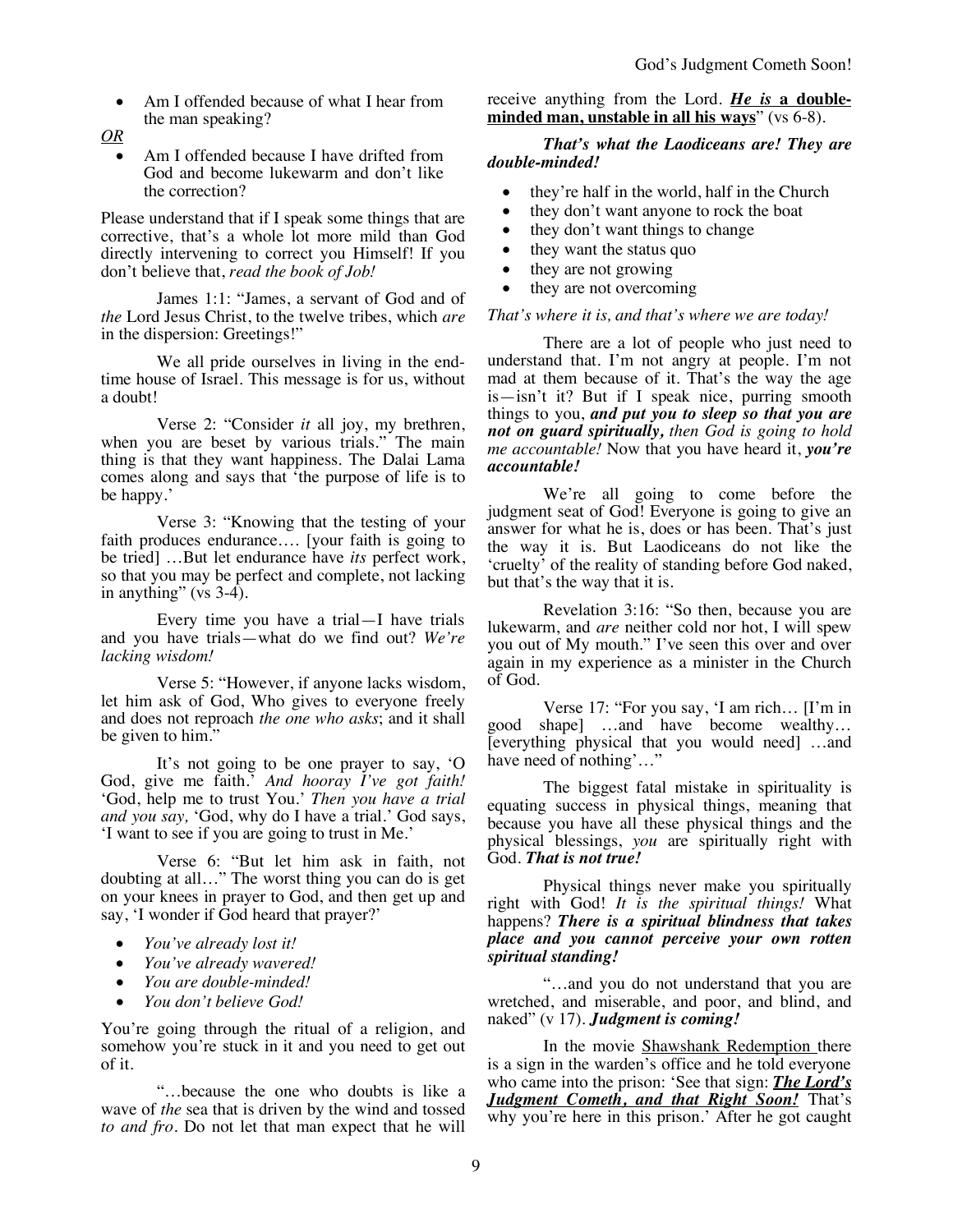- Am I offended because of what I hear from the man speaking?

*OR*

- Am I offended because I have drifted from God and become lukewarm and don't like the correction?

Please understand that if I speak some things that are corrective, that's a whole lot more mild than God directly intervening to correct you Himself! If you don't believe that, *read the book of Job!*

James 1:1: "James, a servant of God and of *the* Lord Jesus Christ, to the twelve tribes, which *are* in the dispersion: Greetings!"

We all pride ourselves in living in the end-time house of Israel. This message is for us, without a doubt!

Verse 2: "Consider *it* all joy, my brethren, when you are beset by various trials." The main thing is that they want happiness. The Dalai Lama comes along and says that 'the purpose of life is to be happy.'

Verse 3: "Knowing that the testing of your faith produces endurance…. [your faith is going to be tried] …But let endurance have *its* perfect work, so that you may be perfect and complete, not lacking in anything" (vs 3-4).

Every time you have a trial—I have trials and you have trials—what do we find out? *We're lacking wisdom!*

Verse 5: "However, if anyone lacks wisdom, let him ask of God, Who gives to everyone freely and does not reproach *the one who asks*; and it shall be given to him."

It's not going to be one prayer to say, 'O God, give me faith.' *And hooray I've got faith!* 'God, help me to trust You.' *Then you have a trial and you say,* 'God, why do I have a trial.' God says, 'I want to see if you are going to trust in Me.'

Verse 6: "But let him ask in faith, not doubting at all…" The worst thing you can do is get on your knees in prayer to God, and then get up and say, 'I wonder if God heard that prayer?'

- *You've already lost it!*
- *You've already wavered!*
- *You are double-minded!*
- *You don't believe God!*

You're going through the ritual of a religion, and somehow you're stuck in it and you need to get out of it.

"…because the one who doubts is like a wave of *the* sea that is driven by the wind and tossed *to and fro*. Do not let that man expect that he will receive anything from the Lord. ***He is* a double-minded man, unstable in all his ways**" (vs 6-8).

***That's what the Laodiceans are! They are double-minded!***

- they're half in the world, half in the Church
- they don't want anyone to rock the boat
- they don't want things to change
- they want the status quo
- they are not growing
- they are not overcoming

*That's where it is, and that's where we are today!*

There are a lot of people who just need to understand that. I'm not angry at people. I'm not mad at them because of it. That's the way the age is—isn't it? But if I speak nice, purring smooth things to you, ***and put you to sleep so that you are not on guard spiritually,*** *then God is going to hold me accountable!* Now that you have heard it, ***you're accountable!***

We're all going to come before the judgment seat of God! Everyone is going to give an answer for what he is, does or has been. That's just the way it is. But Laodiceans do not like the 'cruelty' of the reality of standing before God naked, but that's the way that it is.

Revelation 3:16: "So then, because you are lukewarm, and *are* neither cold nor hot, I will spew you out of My mouth." I've seen this over and over again in my experience as a minister in the Church of God.

Verse 17: "For you say, 'I am rich… [I'm in good shape] …and have become wealthy… [everything physical that you would need] …and have need of nothing'…"

The biggest fatal mistake in spirituality is equating success in physical things, meaning that because you have all these physical things and the physical blessings, *you* are spiritually right with God. ***That is not true!***

Physical things never make you spiritually right with God! *It is the spiritual things!* What happens? ***There is a spiritual blindness that takes place and you cannot perceive your own rotten spiritual standing!***

"…and you do not understand that you are wretched, and miserable, and poor, and blind, and naked" (v 17). ***Judgment is coming!***

In the movie Shawshank Redemption there is a sign in the warden's office and he told everyone who came into the prison: 'See that sign: ***The Lord's Judgment Cometh, and that Right Soon!*** That's why you're here in this prison.' After he got caught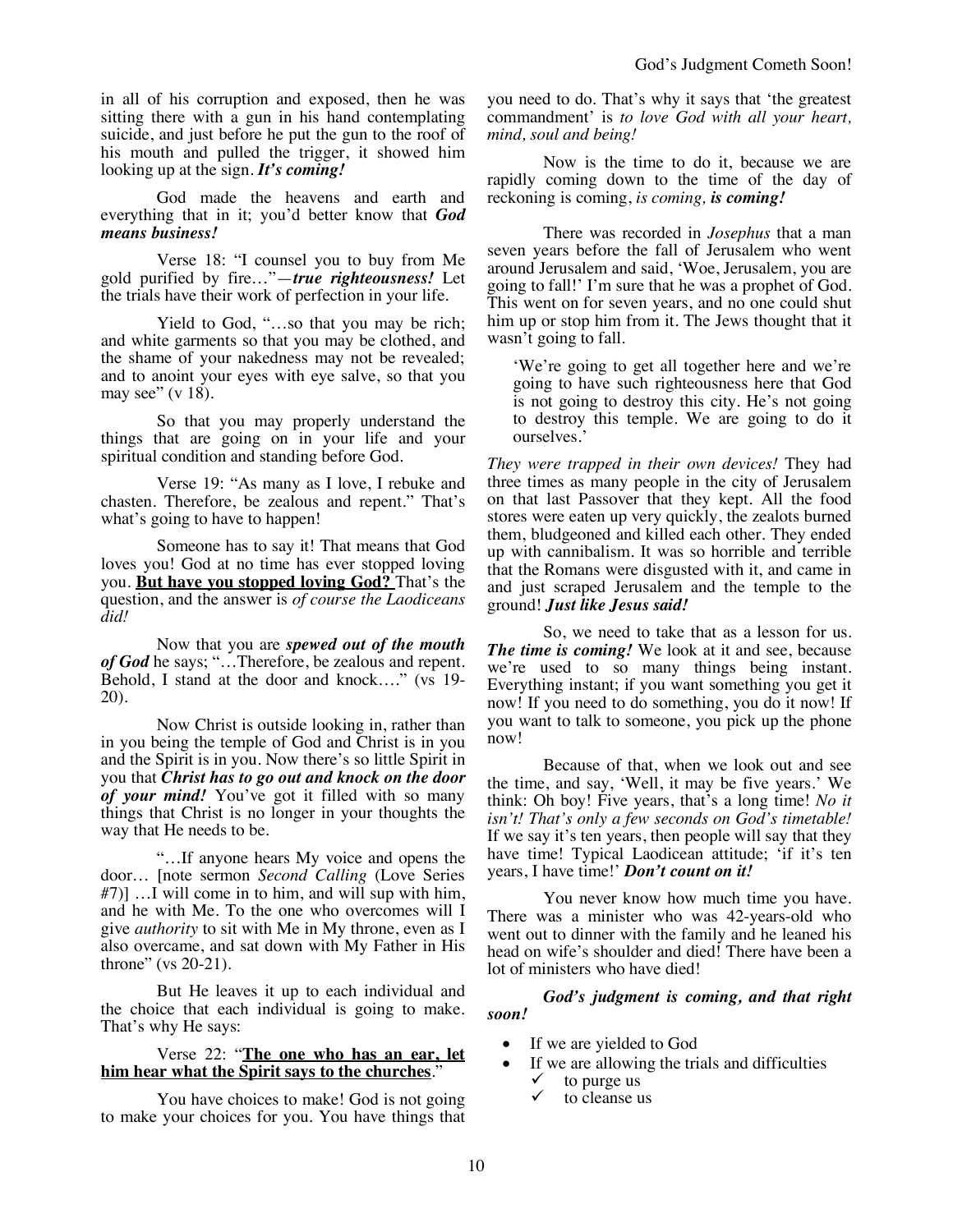in all of his corruption and exposed, then he was sitting there with a gun in his hand contemplating suicide, and just before he put the gun to the roof of his mouth and pulled the trigger, it showed him looking up at the sign. ***It's coming!***

God made the heavens and earth and everything that in it; you'd better know that ***God means business!***

Verse 18: "I counsel you to buy from Me gold purified by fire…"—***true righteousness!*** Let the trials have their work of perfection in your life.

Yield to God, "…so that you may be rich; and white garments so that you may be clothed, and the shame of your nakedness may not be revealed; and to anoint your eyes with eye salve, so that you may see" (v 18).

So that you may properly understand the things that are going on in your life and your spiritual condition and standing before God.

Verse 19: "As many as I love, I rebuke and chasten. Therefore, be zealous and repent." That's what's going to have to happen!

Someone has to say it! That means that God loves you! God at no time has ever stopped loving you. **But have you stopped loving God?** That's the question, and the answer is *of course the Laodiceans did!*

Now that you are ***spewed out of the mouth of God*** he says; "…Therefore, be zealous and repent. Behold, I stand at the door and knock…." (vs 19-20).

Now Christ is outside looking in, rather than in you being the temple of God and Christ is in you and the Spirit is in you. Now there's so little Spirit in you that ***Christ has to go out and knock on the door of your mind!*** You've got it filled with so many things that Christ is no longer in your thoughts the way that He needs to be.

"…If anyone hears My voice and opens the door… [note sermon *Second Calling* (Love Series #7)] …I will come in to him, and will sup with him, and he with Me. To the one who overcomes will I give *authority* to sit with Me in My throne, even as I also overcame, and sat down with My Father in His throne" (vs 20-21).

But He leaves it up to each individual and the choice that each individual is going to make. That's why He says:

Verse 22: "**The one who has an ear, let him hear what the Spirit says to the churches**."

You have choices to make! God is not going to make your choices for you. You have things that you need to do. That's why it says that 'the greatest commandment' is *to love God with all your heart, mind, soul and being!*

Now is the time to do it, because we are rapidly coming down to the time of the day of reckoning is coming, *is coming,* ***is coming!***

There was recorded in *Josephus* that a man seven years before the fall of Jerusalem who went around Jerusalem and said, 'Woe, Jerusalem, you are going to fall!' I'm sure that he was a prophet of God. This went on for seven years, and no one could shut him up or stop him from it. The Jews thought that it wasn't going to fall.

> 'We're going to get all together here and we're going to have such righteousness here that God is not going to destroy this city. He's not going to destroy this temple. We are going to do it ourselves.'

*They were trapped in their own devices!* They had three times as many people in the city of Jerusalem on that last Passover that they kept. All the food stores were eaten up very quickly, the zealots burned them, bludgeoned and killed each other. They ended up with cannibalism. It was so horrible and terrible that the Romans were disgusted with it, and came in and just scraped Jerusalem and the temple to the ground! ***Just like Jesus said!***

So, we need to take that as a lesson for us. ***The time is coming!*** We look at it and see, because we're used to so many things being instant. Everything instant; if you want something you get it now! If you need to do something, you do it now! If you want to talk to someone, you pick up the phone now!

Because of that, when we look out and see the time, and say, 'Well, it may be five years.' We think: Oh boy! Five years, that's a long time! *No it isn't! That's only a few seconds on God's timetable!* If we say it's ten years, then people will say that they have time! Typical Laodicean attitude; 'if it's ten years, I have time!' ***Don't count on it!***

You never know how much time you have. There was a minister who was 42-years-old who went out to dinner with the family and he leaned his head on wife's shoulder and died! There have been a lot of ministers who have died!

***God's judgment is coming, and that right soon!***

- If we are yielded to God
- If we are allowing the trials and difficulties
  - ✓ to purge us
  - ✓ to cleanse us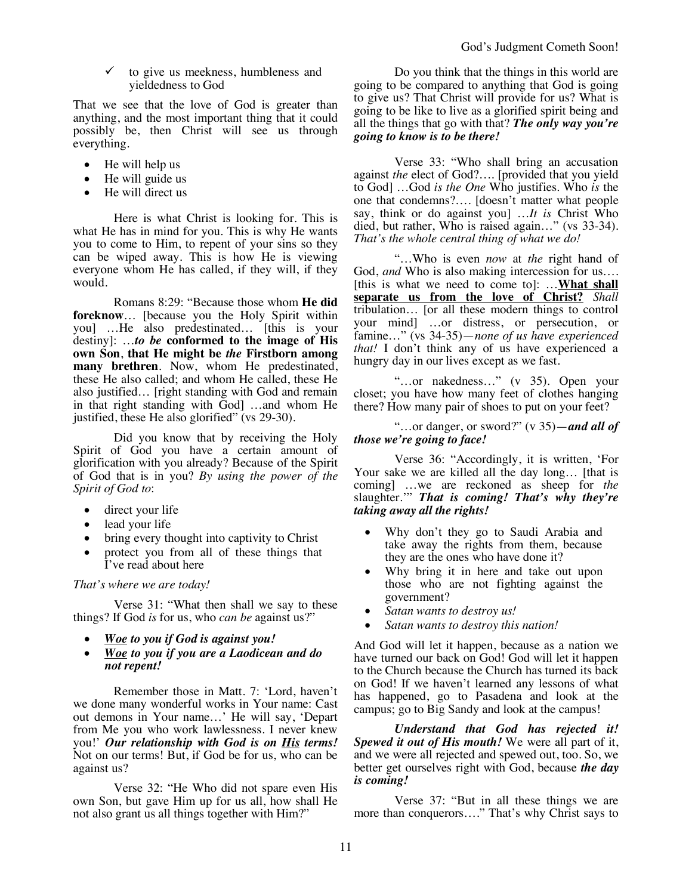- ✓ to give us meekness, humbleness and yieldedness to God

That we see that the love of God is greater than anything, and the most important thing that it could possibly be, then Christ will see us through everything.

- He will help us
- He will guide us
- He will direct us

Here is what Christ is looking for. This is what He has in mind for you. This is why He wants you to come to Him, to repent of your sins so they can be wiped away. This is how He is viewing everyone whom He has called, if they will, if they would.

Romans 8:29: "Because those whom **He did foreknow**… [because you the Holy Spirit within you] …He also predestinated… [this is your destiny]: …***to be* conformed to the image of His own Son**, **that He might be *the* Firstborn among many brethren**. Now, whom He predestinated, these He also called; and whom He called, these He also justified… [right standing with God and remain in that right standing with God] …and whom He justified, these He also glorified" (vs 29-30).

Did you know that by receiving the Holy Spirit of God you have a certain amount of glorification with you already? Because of the Spirit of God that is in you? *By using the power of the Spirit of God to*:

- direct your life
- lead your life
- bring every thought into captivity to Christ
- protect you from all of these things that I've read about here

*That's where we are today!*

Verse 31: "What then shall we say to these things? If God *is* for us, who *can be* against us?"

- ***<u>Woe</u> to you if God is against you!***
- ***<u>Woe</u> to you if you are a Laodicean and do not repent!***

Remember those in Matt. 7: 'Lord, haven't we done many wonderful works in Your name: Cast out demons in Your name…' He will say, 'Depart from Me you who work lawlessness. I never knew you!' ***Our relationship with God is on <u>His</u> terms!*** Not on our terms! But, if God be for us, who can be against us?

Verse 32: "He Who did not spare even His own Son, but gave Him up for us all, how shall He not also grant us all things together with Him?"

Do you think that the things in this world are going to be compared to anything that God is going to give us? That Christ will provide for us? What is going to be like to live as a glorified spirit being and all the things that go with that? ***The only way you're going to know is to be there!***

Verse 33: "Who shall bring an accusation against *the* elect of God?…. [provided that you yield to God] …God *is the One* Who justifies. Who *is* the one that condemns?…. [doesn't matter what people say, think or do against you] …*It is* Christ Who died, but rather, Who is raised again…" (vs 33-34). *That's the whole central thing of what we do!*

"…Who is even *now* at *the* right hand of God, *and* Who is also making intercession for us…. [this is what we need to come to]: …**<u>What shall separate us from the love of Christ?</u>** *Shall* tribulation… [or all these modern things to control your mind] …or distress, or persecution, or famine…" (vs 34-35)—*none of us have experienced that!* I don't think any of us have experienced a hungry day in our lives except as we fast.

"…or nakedness…" (v 35). Open your closet; you have how many feet of clothes hanging there? How many pair of shoes to put on your feet?

"…or danger, or sword?" (v 35)—***and all of those we're going to face!***

Verse 36: "Accordingly, it is written, 'For Your sake we are killed all the day long… [that is coming] …we are reckoned as sheep for *the* slaughter.'" ***That is coming! That's why they're taking away all the rights!***

- Why don't they go to Saudi Arabia and take away the rights from them, because they are the ones who have done it?
- Why bring it in here and take out upon those who are not fighting against the government?
- *Satan wants to destroy us!*
- *Satan wants to destroy this nation!*

And God will let it happen, because as a nation we have turned our back on God! God will let it happen to the Church because the Church has turned its back on God! If we haven't learned any lessons of what has happened, go to Pasadena and look at the campus; go to Big Sandy and look at the campus!

***Understand that God has rejected it! Spewed it out of His mouth!*** We were all part of it, and we were all rejected and spewed out, too. So, we better get ourselves right with God, because ***the day is coming!***

Verse 37: "But in all these things we are more than conquerors…." That's why Christ says to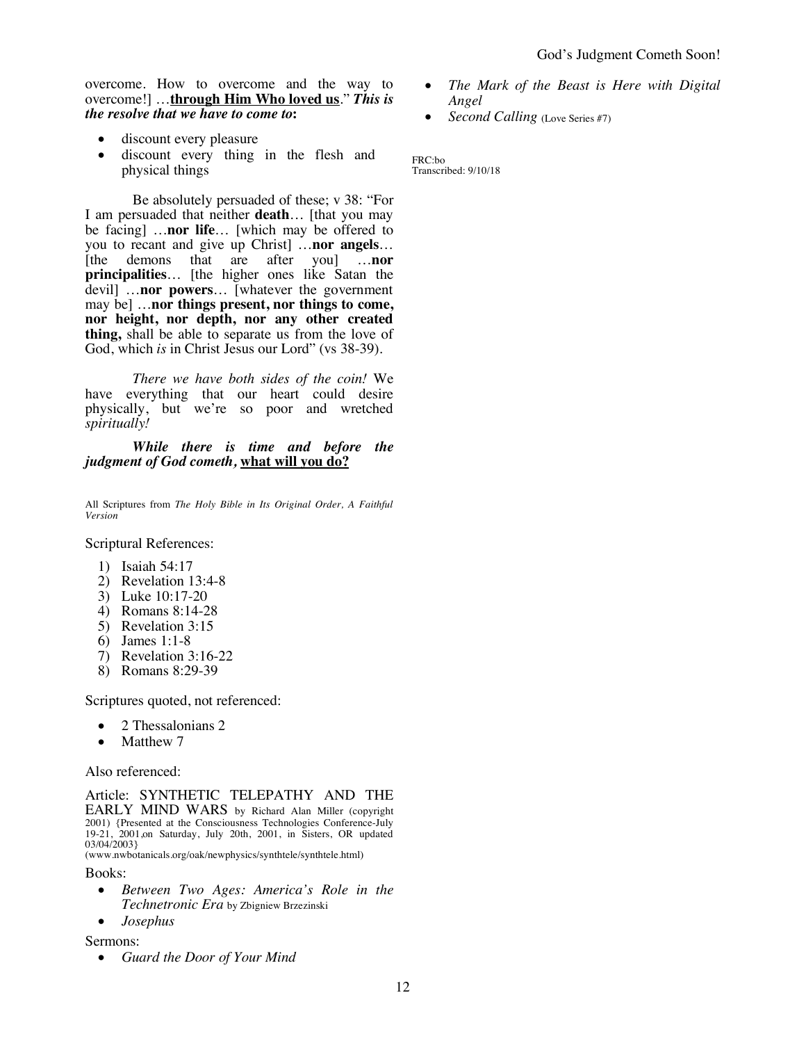overcome. How to overcome and the way to overcome!] …**<u>through Him Who loved us</u>**." ***This is the resolve that we have to come to*:**

- discount every pleasure
- discount every thing in the flesh and physical things

Be absolutely persuaded of these; v 38: "For I am persuaded that neither **death**… [that you may be facing] …**nor life**… [which may be offered to you to recant and give up Christ] …**nor angels**… [the demons that are after you] …**nor principalities**… [the higher ones like Satan the devil] …**nor powers**… [whatever the government may be] …**nor things present, nor things to come, nor height, nor depth, nor any other created thing,** shall be able to separate us from the love of God, which *is* in Christ Jesus our Lord" (vs 38-39).

*There we have both sides of the coin!* We have everything that our heart could desire physically, but we're so poor and wretched *spiritually!*

***While there is time and before the judgment of God cometh,* <u>what will you do?</u>**

All Scriptures from *The Holy Bible in Its Original Order, A Faithful Version*

Scriptural References:

1) Isaiah 54:17
2) Revelation 13:4-8
3) Luke 10:17-20
4) Romans 8:14-28
5) Revelation 3:15
6) James 1:1-8
7) Revelation 3:16-22
8) Romans 8:29-39

Scriptures quoted, not referenced:

- 2 Thessalonians 2
- Matthew 7

Also referenced:

Article: SYNTHETIC TELEPATHY AND THE EARLY MIND WARS by Richard Alan Miller (copyright 2001) {Presented at the Consciousness Technologies Conference-July 19-21, 2001,on Saturday, July 20th, 2001, in Sisters, OR updated 03/04/2003}
(www.nwbotanicals.org/oak/newphysics/synthtele/synthtele.html)

Books:

- *Between Two Ages: America's Role in the Technetronic Era* by Zbigniew Brzezinski
- *Josephus*

Sermons:

- *Guard the Door of Your Mind*
- *The Mark of the Beast is Here with Digital Angel*
- *Second Calling* (Love Series #7)

FRC:bo
Transcribed: 9/10/18